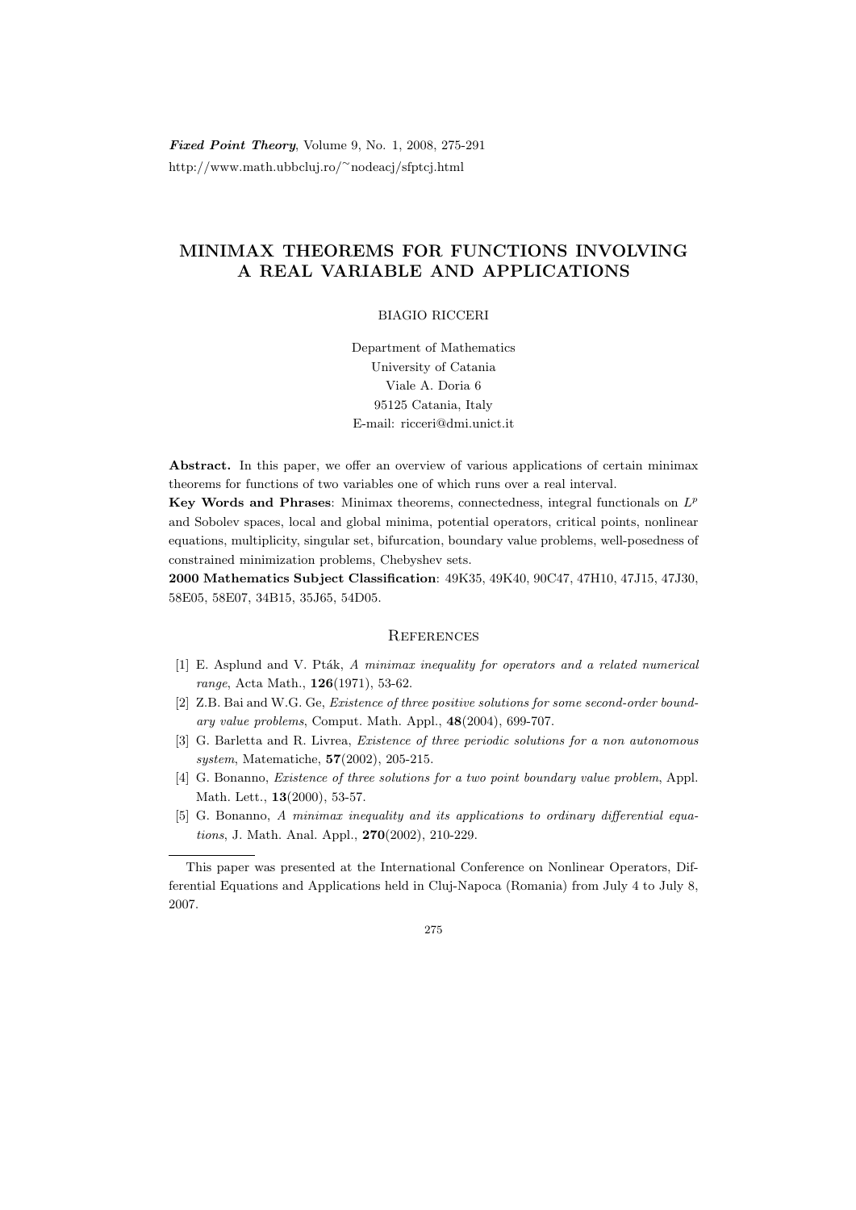*Fixed Point Theory*, Volume 9, No. 1, 2008, 275-291
http://www.math.ubbcluj.ro/~nodeacj/sfptcj.html

# MINIMAX THEOREMS FOR FUNCTIONS INVOLVING A REAL VARIABLE AND APPLICATIONS

BIAGIO RICCERI

Department of Mathematics
University of Catania
Viale A. Doria 6
95125 Catania, Italy
E-mail: ricceri@dmi.unict.it

**Abstract.** In this paper, we offer an overview of various applications of certain minimax theorems for functions of two variables one of which runs over a real interval.

**Key Words and Phrases**: Minimax theorems, connectedness, integral functionals on $L^p$ and Sobolev spaces, local and global minima, potential operators, critical points, nonlinear equations, multiplicity, singular set, bifurcation, boundary value problems, well-posedness of constrained minimization problems, Chebyshev sets.

**2000 Mathematics Subject Classification**: 49K35, 49K40, 90C47, 47H10, 47J15, 47J30, 58E05, 58E07, 34B15, 35J65, 54D05.

## References

[1] E. Asplund and V. Pták, *A minimax inequality for operators and a related numerical range*, Acta Math., **126**(1971), 53-62.

[2] Z.B. Bai and W.G. Ge, *Existence of three positive solutions for some second-order boundary value problems*, Comput. Math. Appl., **48**(2004), 699-707.

[3] G. Barletta and R. Livrea, *Existence of three periodic solutions for a non autonomous system*, Matematiche, **57**(2002), 205-215.

[4] G. Bonanno, *Existence of three solutions for a two point boundary value problem*, Appl. Math. Lett., **13**(2000), 53-57.

[5] G. Bonanno, *A minimax inequality and its applications to ordinary differential equations*, J. Math. Anal. Appl., **270**(2002), 210-229.

---

This paper was presented at the International Conference on Nonlinear Operators, Differential Equations and Applications held in Cluj-Napoca (Romania) from July 4 to July 8, 2007.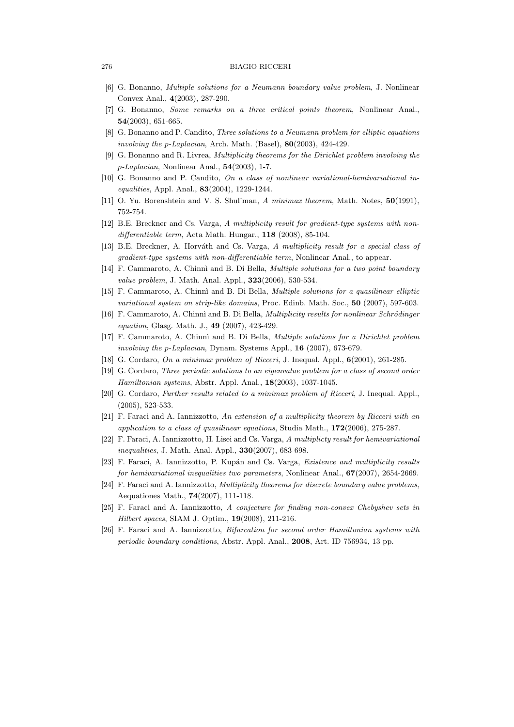[6] G. Bonanno, *Multiple solutions for a Neumann boundary value problem*, J. Nonlinear Convex Anal., **4**(2003), 287-290.

[7] G. Bonanno, *Some remarks on a three critical points theorem*, Nonlinear Anal., **54**(2003), 651-665.

[8] G. Bonanno and P. Candito, *Three solutions to a Neumann problem for elliptic equations involving the p-Laplacian*, Arch. Math. (Basel), **80**(2003), 424-429.

[9] G. Bonanno and R. Livrea, *Multiplicity theorems for the Dirichlet problem involving the p-Laplacian*, Nonlinear Anal., **54**(2003), 1-7.

[10] G. Bonanno and P. Candito, *On a class of nonlinear variational-hemivariational inequalities*, Appl. Anal., **83**(2004), 1229-1244.

[11] O. Yu. Borenshtein and V. S. Shul'man, *A minimax theorem*, Math. Notes, **50**(1991), 752-754.

[12] B.E. Breckner and Cs. Varga, *A multiplicity result for gradient-type systems with non-differentiable term*, Acta Math. Hungar., **118** (2008), 85-104.

[13] B.E. Breckner, A. Horváth and Cs. Varga, *A multiplicity result for a special class of gradient-type systems with non-differentiable term*, Nonlinear Anal., to appear.

[14] F. Cammaroto, A. Chinnì and B. Di Bella, *Multiple solutions for a two point boundary value problem*, J. Math. Anal. Appl., **323**(2006), 530-534.

[15] F. Cammaroto, A. Chinnì and B. Di Bella, *Multiple solutions for a quasilinear elliptic variational system on strip-like domains*, Proc. Edinb. Math. Soc., **50** (2007), 597-603.

[16] F. Cammaroto, A. Chinnì and B. Di Bella, *Multiplicity results for nonlinear Schrödinger equation*, Glasg. Math. J., **49** (2007), 423-429.

[17] F. Cammaroto, A. Chinnì and B. Di Bella, *Multiple solutions for a Dirichlet problem involving the p-Laplacian*, Dynam. Systems Appl., **16** (2007), 673-679.

[18] G. Cordaro, *On a minimax problem of Ricceri*, J. Inequal. Appl., **6**(2001), 261-285.

[19] G. Cordaro, *Three periodic solutions to an eigenvalue problem for a class of second order Hamiltonian systems*, Abstr. Appl. Anal., **18**(2003), 1037-1045.

[20] G. Cordaro, *Further results related to a minimax problem of Ricceri*, J. Inequal. Appl., (2005), 523-533.

[21] F. Faraci and A. Iannizzotto, *An extension of a multiplicity theorem by Ricceri with an application to a class of quasilinear equations*, Studia Math., **172**(2006), 275-287.

[22] F. Faraci, A. Iannizzotto, H. Lisei and Cs. Varga, *A multiplicty result for hemivariational inequalities*, J. Math. Anal. Appl., **330**(2007), 683-698.

[23] F. Faraci, A. Iannizzotto, P. Kupán and Cs. Varga, *Existence and multiplicity results for hemivariational inequalities two parameters*, Nonlinear Anal., **67**(2007), 2654-2669.

[24] F. Faraci and A. Iannizzotto, *Multiplicity theorems for discrete boundary value problems*, Aequationes Math., **74**(2007), 111-118.

[25] F. Faraci and A. Iannizzotto, *A conjecture for finding non-convex Chebyshev sets in Hilbert spaces*, SIAM J. Optim., **19**(2008), 211-216.

[26] F. Faraci and A. Iannizzotto, *Bifurcation for second order Hamiltonian systems with periodic boundary conditions*, Abstr. Appl. Anal., **2008**, Art. ID 756934, 13 pp.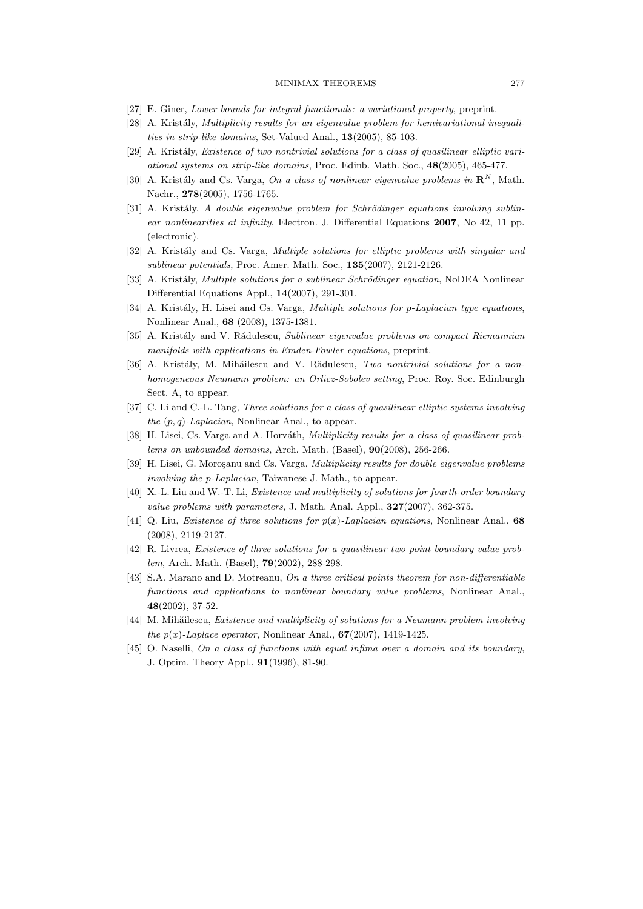[27] E. Giner, *Lower bounds for integral functionals: a variational property*, preprint.

[28] A. Kristály, *Multiplicity results for an eigenvalue problem for hemivariational inequalities in strip-like domains*, Set-Valued Anal., **13**(2005), 85-103.

[29] A. Kristály, *Existence of two nontrivial solutions for a class of quasilinear elliptic variational systems on strip-like domains*, Proc. Edinb. Math. Soc., **48**(2005), 465-477.

[30] A. Kristály and Cs. Varga, *On a class of nonlinear eigenvalue problems in* $\mathbf{R}^N$, Math. Nachr., **278**(2005), 1756-1765.

[31] A. Kristály, *A double eigenvalue problem for Schrödinger equations involving sublinear nonlinearities at infinity*, Electron. J. Differential Equations **2007**, No 42, 11 pp. (electronic).

[32] A. Kristály and Cs. Varga, *Multiple solutions for elliptic problems with singular and sublinear potentials*, Proc. Amer. Math. Soc., **135**(2007), 2121-2126.

[33] A. Kristály, *Multiple solutions for a sublinear Schrödinger equation*, NoDEA Nonlinear Differential Equations Appl., **14**(2007), 291-301.

[34] A. Kristály, H. Lisei and Cs. Varga, *Multiple solutions for p-Laplacian type equations*, Nonlinear Anal., **68** (2008), 1375-1381.

[35] A. Kristály and V. Rădulescu, *Sublinear eigenvalue problems on compact Riemannian manifolds with applications in Emden-Fowler equations*, preprint.

[36] A. Kristály, M. Mihăilescu and V. Rădulescu, *Two nontrivial solutions for a non-homogeneous Neumann problem: an Orlicz-Sobolev setting*, Proc. Roy. Soc. Edinburgh Sect. A, to appear.

[37] C. Li and C.-L. Tang, *Three solutions for a class of quasilinear elliptic systems involving the* $(p, q)$*-Laplacian*, Nonlinear Anal., to appear.

[38] H. Lisei, Cs. Varga and A. Horváth, *Multiplicity results for a class of quasilinear problems on unbounded domains*, Arch. Math. (Basel), **90**(2008), 256-266.

[39] H. Lisei, G. Moroşanu and Cs. Varga, *Multiplicity results for double eigenvalue problems involving the p-Laplacian*, Taiwanese J. Math., to appear.

[40] X.-L. Liu and W.-T. Li, *Existence and multiplicity of solutions for fourth-order boundary value problems with parameters*, J. Math. Anal. Appl., **327**(2007), 362-375.

[41] Q. Liu, *Existence of three solutions for* $p(x)$*-Laplacian equations*, Nonlinear Anal., **68** (2008), 2119-2127.

[42] R. Livrea, *Existence of three solutions for a quasilinear two point boundary value problem*, Arch. Math. (Basel), **79**(2002), 288-298.

[43] S.A. Marano and D. Motreanu, *On a three critical points theorem for non-differentiable functions and applications to nonlinear boundary value problems*, Nonlinear Anal., **48**(2002), 37-52.

[44] M. Mihăilescu, *Existence and multiplicity of solutions for a Neumann problem involving the* $p(x)$*-Laplace operator*, Nonlinear Anal., **67**(2007), 1419-1425.

[45] O. Naselli, *On a class of functions with equal infima over a domain and its boundary*, J. Optim. Theory Appl., **91**(1996), 81-90.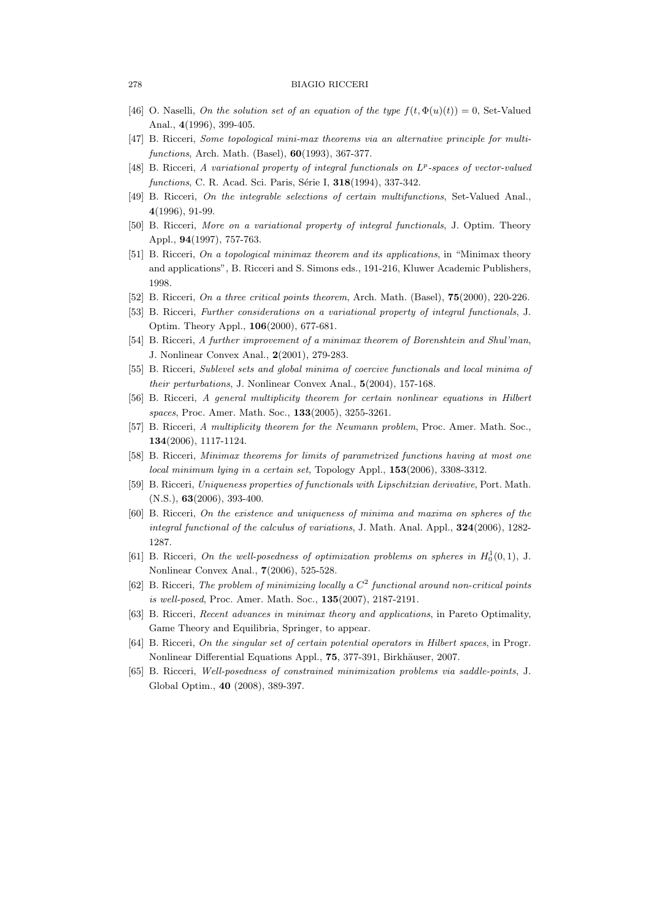[46] O. Naselli, *On the solution set of an equation of the type* $f(t, \Phi(u)(t)) = 0$, Set-Valued Anal., **4**(1996), 399-405.

[47] B. Ricceri, *Some topological mini-max theorems via an alternative principle for multifunctions*, Arch. Math. (Basel), **60**(1993), 367-377.

[48] B. Ricceri, *A variational property of integral functionals on* $L^p$*-spaces of vector-valued functions*, C. R. Acad. Sci. Paris, Série I, **318**(1994), 337-342.

[49] B. Ricceri, *On the integrable selections of certain multifunctions*, Set-Valued Anal., **4**(1996), 91-99.

[50] B. Ricceri, *More on a variational property of integral functionals*, J. Optim. Theory Appl., **94**(1997), 757-763.

[51] B. Ricceri, *On a topological minimax theorem and its applications*, in "Minimax theory and applications", B. Ricceri and S. Simons eds., 191-216, Kluwer Academic Publishers, 1998.

[52] B. Ricceri, *On a three critical points theorem*, Arch. Math. (Basel), **75**(2000), 220-226.

[53] B. Ricceri, *Further considerations on a variational property of integral functionals*, J. Optim. Theory Appl., **106**(2000), 677-681.

[54] B. Ricceri, *A further improvement of a minimax theorem of Borenshtein and Shul'man*, J. Nonlinear Convex Anal., **2**(2001), 279-283.

[55] B. Ricceri, *Sublevel sets and global minima of coercive functionals and local minima of their perturbations*, J. Nonlinear Convex Anal., **5**(2004), 157-168.

[56] B. Ricceri, *A general multiplicity theorem for certain nonlinear equations in Hilbert spaces*, Proc. Amer. Math. Soc., **133**(2005), 3255-3261.

[57] B. Ricceri, *A multiplicity theorem for the Neumann problem*, Proc. Amer. Math. Soc., **134**(2006), 1117-1124.

[58] B. Ricceri, *Minimax theorems for limits of parametrized functions having at most one local minimum lying in a certain set*, Topology Appl., **153**(2006), 3308-3312.

[59] B. Ricceri, *Uniqueness properties of functionals with Lipschitzian derivative*, Port. Math. (N.S.), **63**(2006), 393-400.

[60] B. Ricceri, *On the existence and uniqueness of minima and maxima on spheres of the integral functional of the calculus of variations*, J. Math. Anal. Appl., **324**(2006), 1282-1287.

[61] B. Ricceri, *On the well-posedness of optimization problems on spheres in* $H_0^1(0,1)$, J. Nonlinear Convex Anal., **7**(2006), 525-528.

[62] B. Ricceri, *The problem of minimizing locally a* $C^2$ *functional around non-critical points is well-posed*, Proc. Amer. Math. Soc., **135**(2007), 2187-2191.

[63] B. Ricceri, *Recent advances in minimax theory and applications*, in Pareto Optimality, Game Theory and Equilibria, Springer, to appear.

[64] B. Ricceri, *On the singular set of certain potential operators in Hilbert spaces*, in Progr. Nonlinear Differential Equations Appl., **75**, 377-391, Birkhäuser, 2007.

[65] B. Ricceri, *Well-posedness of constrained minimization problems via saddle-points*, J. Global Optim., **40** (2008), 389-397.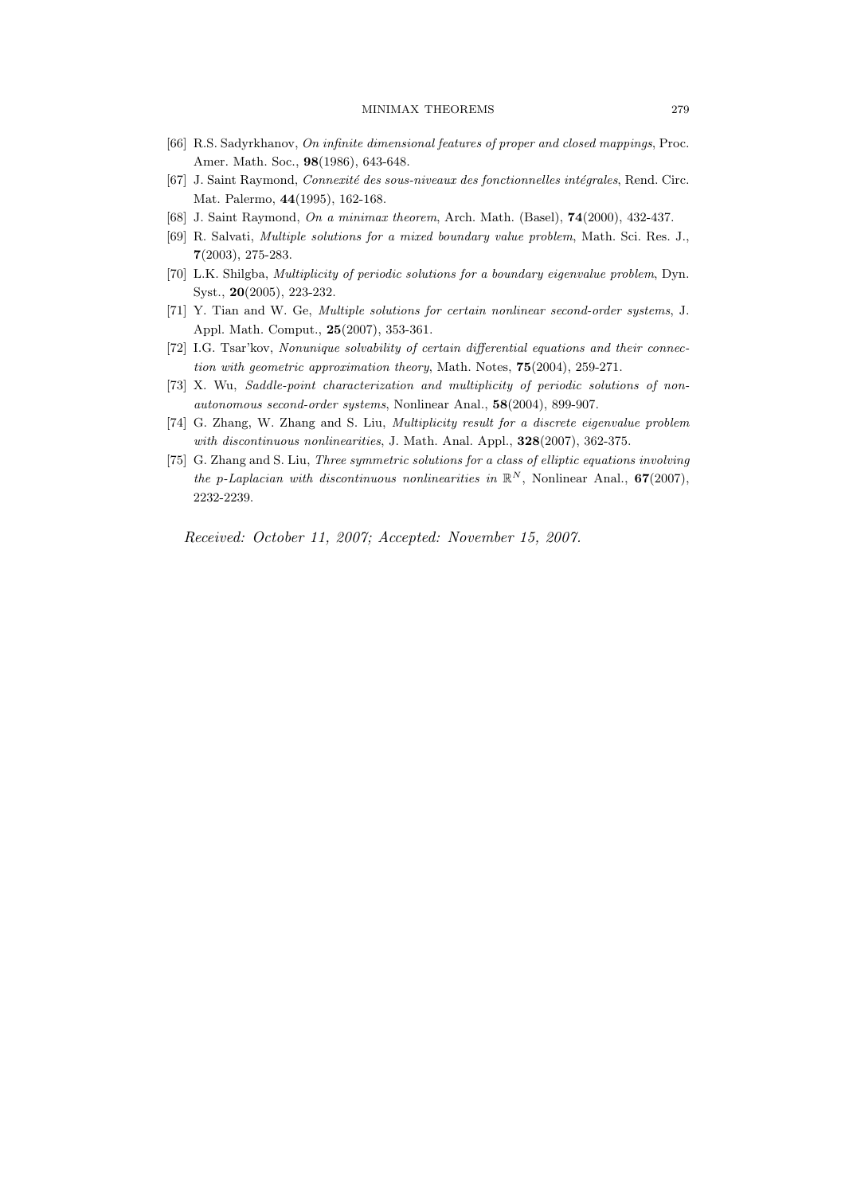[66] R.S. Sadyrkhanov, *On infinite dimensional features of proper and closed mappings*, Proc. Amer. Math. Soc., **98**(1986), 643-648.

[67] J. Saint Raymond, *Connexité des sous-niveaux des fonctionnelles intégrales*, Rend. Circ. Mat. Palermo, **44**(1995), 162-168.

[68] J. Saint Raymond, *On a minimax theorem*, Arch. Math. (Basel), **74**(2000), 432-437.

[69] R. Salvati, *Multiple solutions for a mixed boundary value problem*, Math. Sci. Res. J., **7**(2003), 275-283.

[70] L.K. Shilgba, *Multiplicity of periodic solutions for a boundary eigenvalue problem*, Dyn. Syst., **20**(2005), 223-232.

[71] Y. Tian and W. Ge, *Multiple solutions for certain nonlinear second-order systems*, J. Appl. Math. Comput., **25**(2007), 353-361.

[72] I.G. Tsar'kov, *Nonunique solvability of certain differential equations and their connection with geometric approximation theory*, Math. Notes, **75**(2004), 259-271.

[73] X. Wu, *Saddle-point characterization and multiplicity of periodic solutions of non-autonomous second-order systems*, Nonlinear Anal., **58**(2004), 899-907.

[74] G. Zhang, W. Zhang and S. Liu, *Multiplicity result for a discrete eigenvalue problem with discontinuous nonlinearities*, J. Math. Anal. Appl., **328**(2007), 362-375.

[75] G. Zhang and S. Liu, *Three symmetric solutions for a class of elliptic equations involving the p-Laplacian with discontinuous nonlinearities in* $\mathbb{R}^N$, Nonlinear Anal., **67**(2007), 2232-2239.

*Received: October 11, 2007; Accepted: November 15, 2007.*